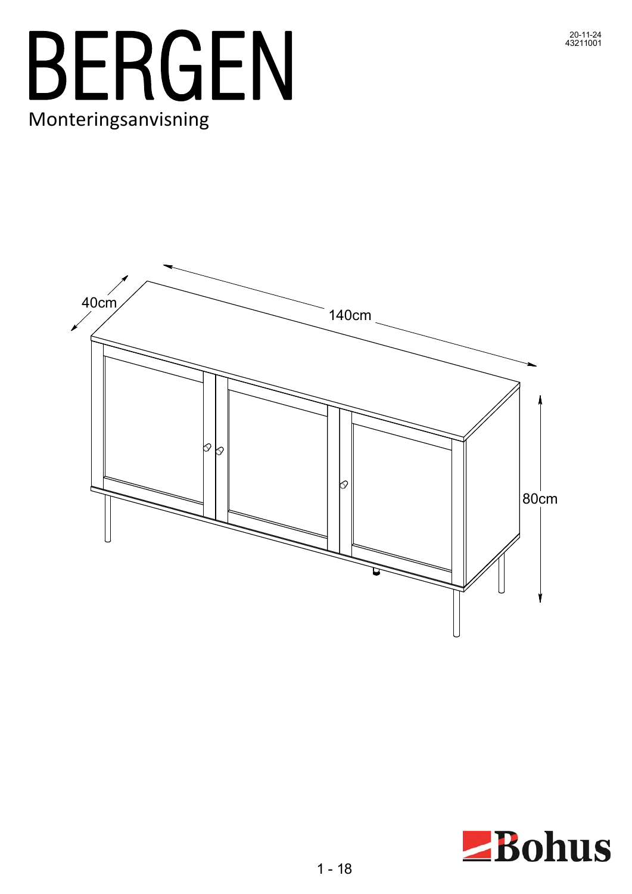20-11-24
43211001

# BERGEN

Monteringsanvisning

40cm

140cm

80cm

Bohus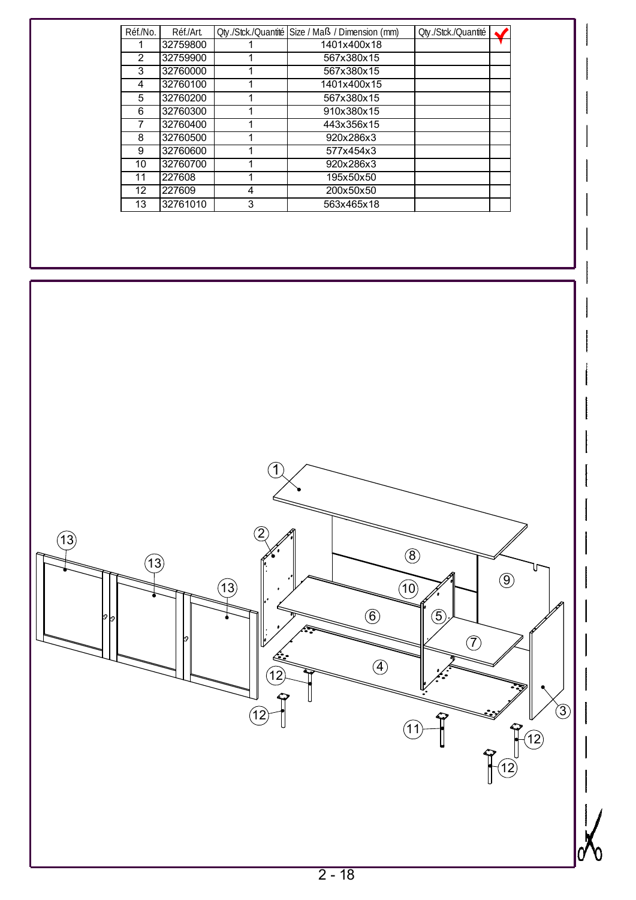| Réf./No. | Réf./Art. | Qty./Stck./Quantité | Size / Maß / Dimension (mm) | Qty./Stck./Quantité | ✔ |
|---|---|---|---|---|---|
| 1 | 32759800 | 1 | 1401x400x18 | | |
| 2 | 32759900 | 1 | 567x380x15 | | |
| 3 | 32760000 | 1 | 567x380x15 | | |
| 4 | 32760100 | 1 | 1401x400x15 | | |
| 5 | 32760200 | 1 | 567x380x15 | | |
| 6 | 32760300 | 1 | 910x380x15 | | |
| 7 | 32760400 | 1 | 443x356x15 | | |
| 8 | 32760500 | 1 | 920x286x3 | | |
| 9 | 32760600 | 1 | 577x454x3 | | |
| 10 | 32760700 | 1 | 920x286x3 | | |
| 11 | 227608 | 1 | 195x50x50 | | |
| 12 | 227609 | 4 | 200x50x50 | | |
| 13 | 32761010 | 3 | 563x465x18 | | |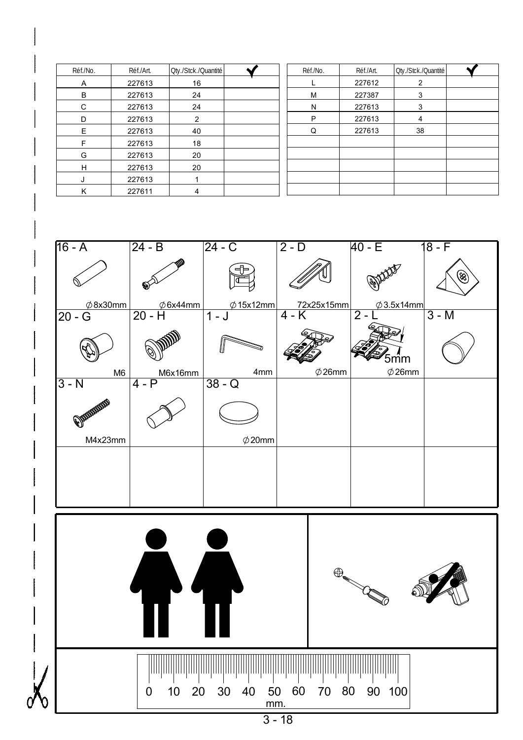| Réf./No. | Réf./Art. | Qty./Stck./Quantité | ✔ |
|---|---|---|---|
| A | 227613 | 16 | |
| B | 227613 | 24 | |
| C | 227613 | 24 | |
| D | 227613 | 2 | |
| E | 227613 | 40 | |
| F | 227613 | 18 | |
| G | 227613 | 20 | |
| H | 227613 | 20 | |
| J | 227613 | 1 | |
| K | 227611 | 4 | |

| Réf./No. | Réf./Art. | Qty./Stck./Quantité | ✔ |
|---|---|---|---|
| L | 227612 | 2 | |
| M | 227387 | 3 | |
| N | 227613 | 3 | |
| P | 227613 | 4 | |
| Q | 227613 | 38 | |
| | | | |
| | | | |
| | | | |
| | | | |
| | | | |

| | | | | | |
|---|---|---|---|---|---|
| 16 - A<br>∅8x30mm | 24 - B<br>∅6x44mm | 24 - C<br>∅15x12mm | 2 - D<br>72x25x15mm | 40 - E<br>∅3.5x14mm | 18 - F |
| 20 - G<br>M6 | 20 - H<br>M6x16mm | 1 - J<br>4mm | 4 - K<br>∅26mm | 2 - L<br>5mm<br>∅26mm | 3 - M |
| 3 - N<br>M4x23mm | 4 - P | 38 - Q<br>∅20mm | | | |

0 10 20 30 40 50 60 70 80 90 100
mm.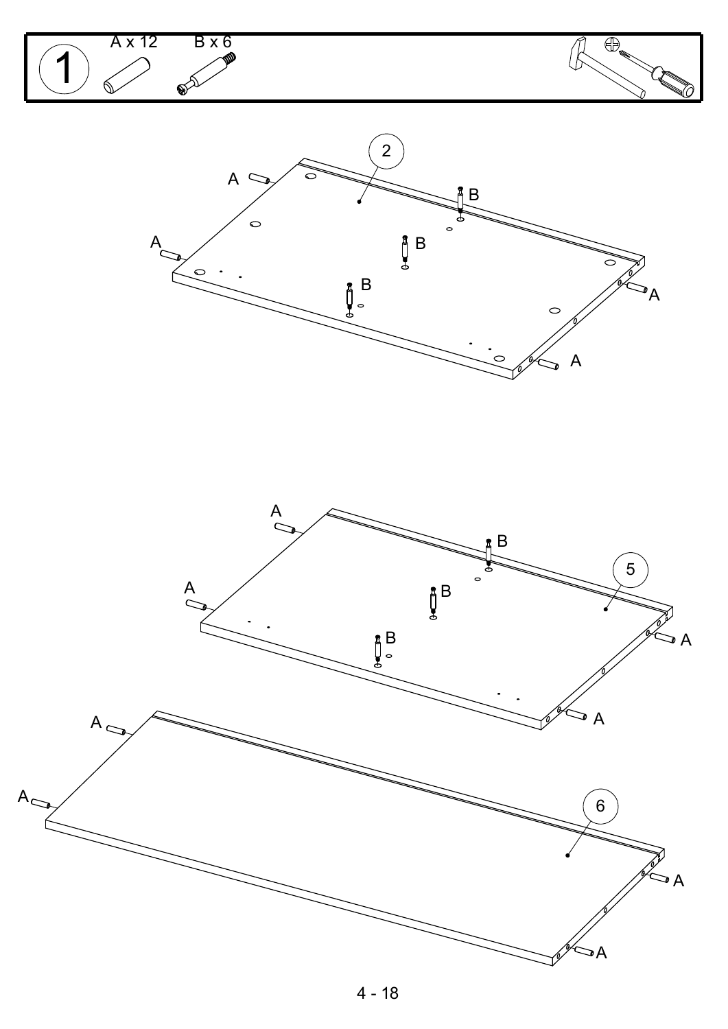1

A x 12

B x 6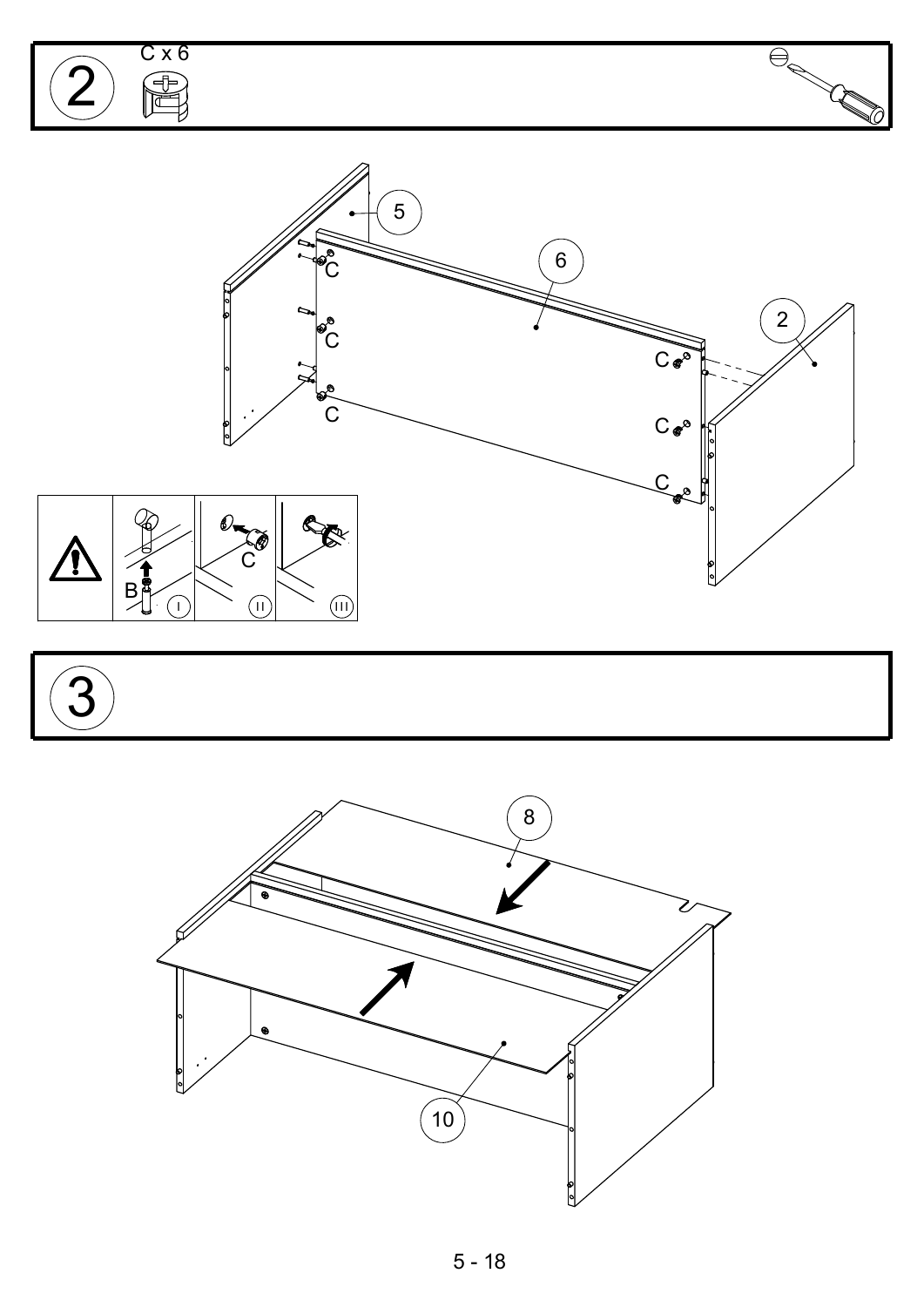## 2

C x 6

C

C

C

C

C

C

5

6

2

B

C

I

II

III

## 3

8

10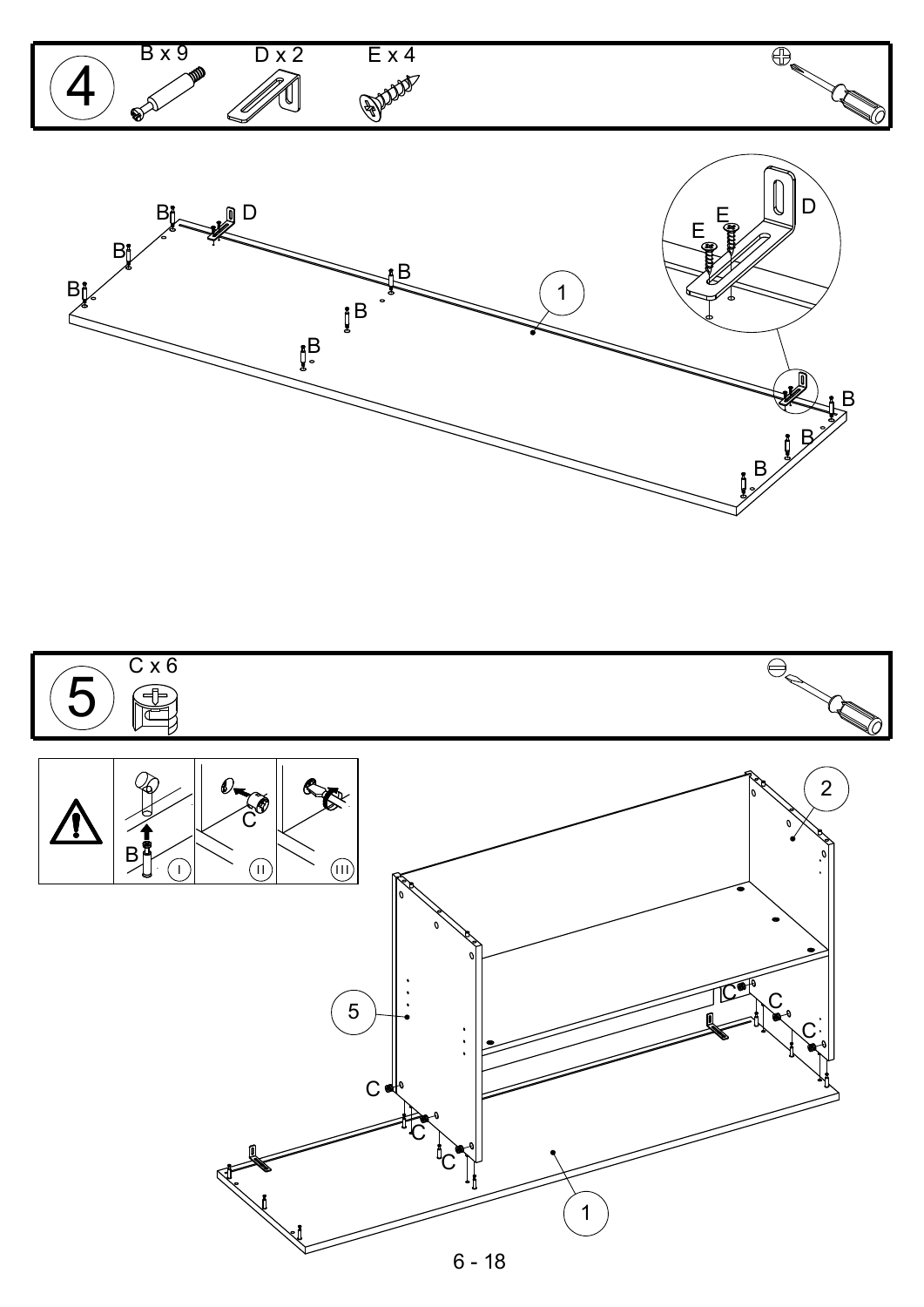## 4

B x 9 &nbsp;&nbsp; D x 2 &nbsp;&nbsp; E x 4

## 5

C x 6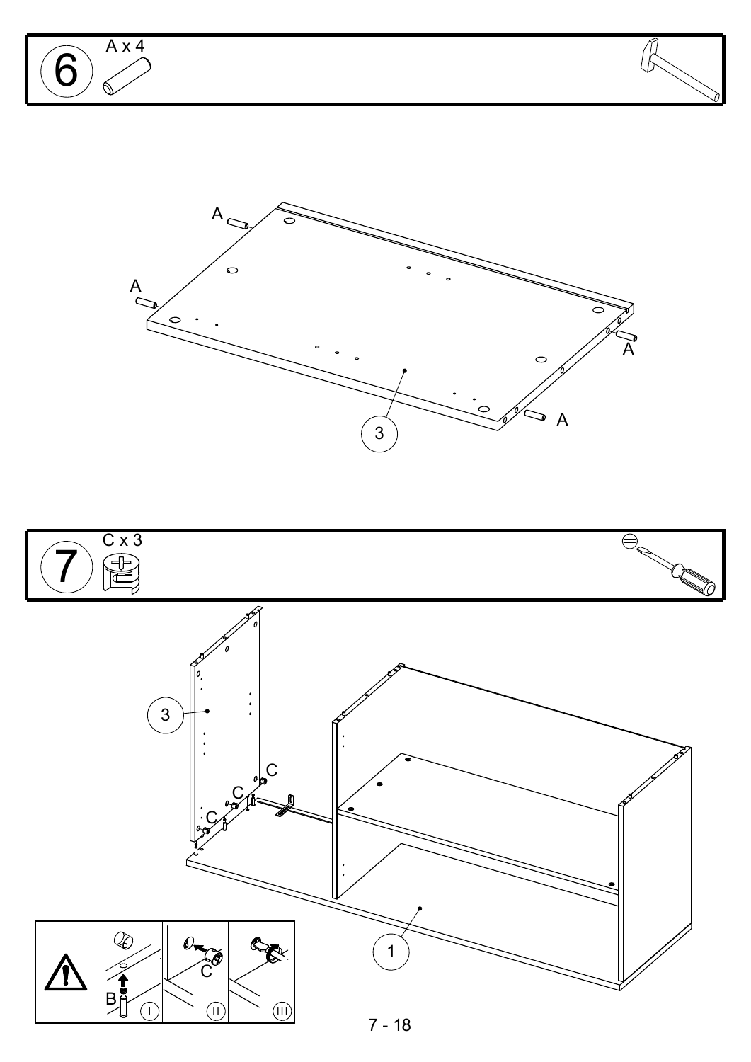## 6

A x 4

A

A

A

A

3

## 7

C x 3

3

C

C

C

1

B

C

I

II

III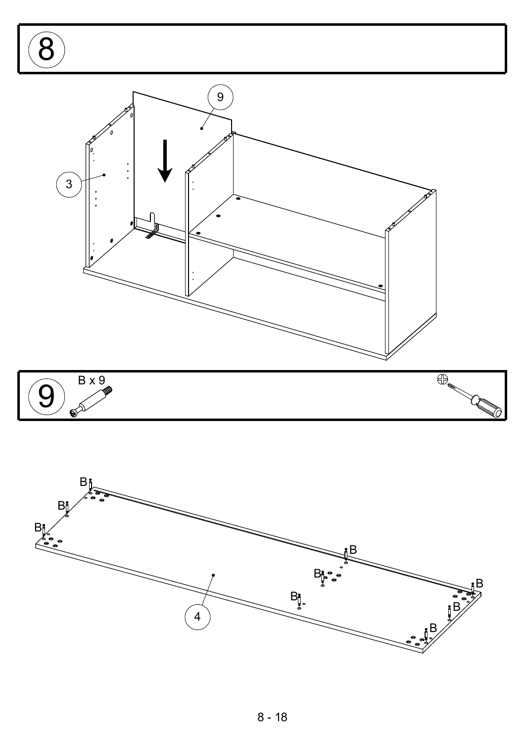## 8

9

3

## 9

B x 9

B

B

B

B

B

B

B

B

B

4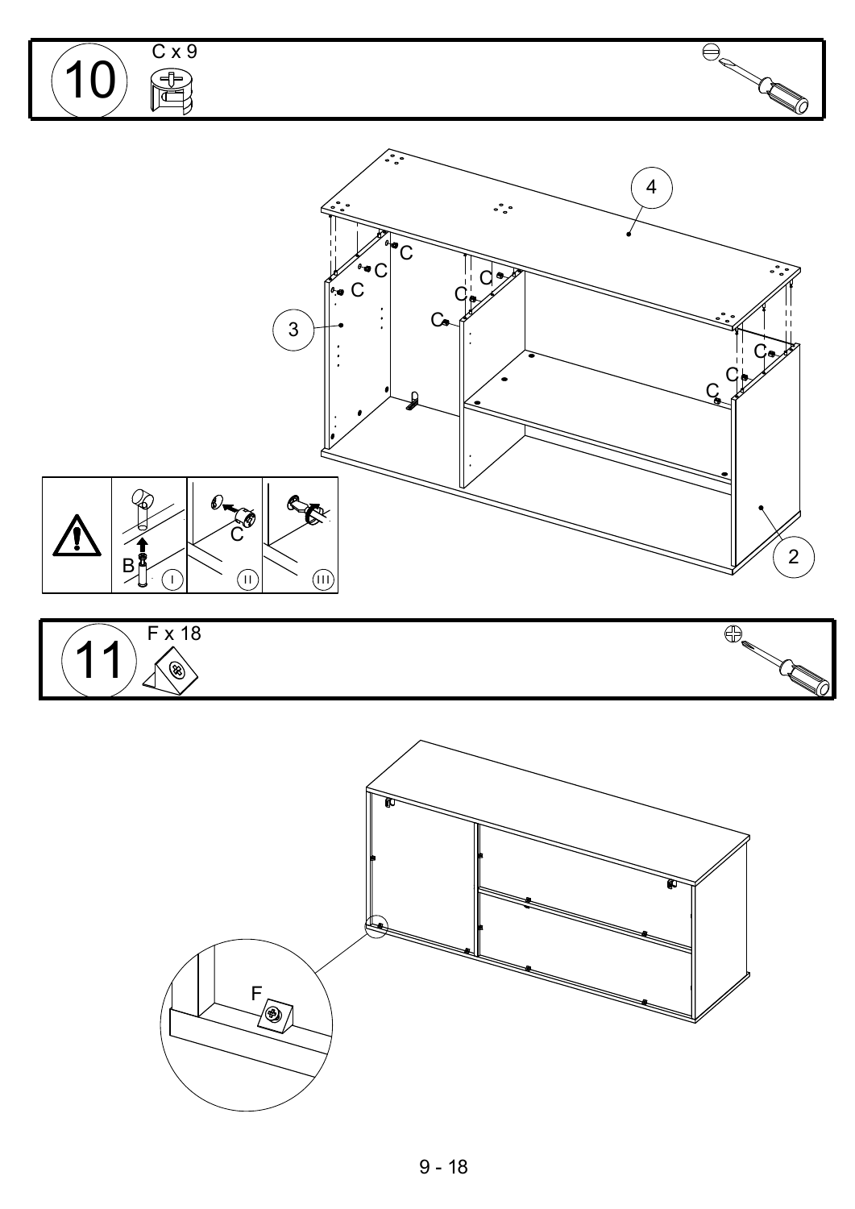## 10

C x 9

## 11

F x 18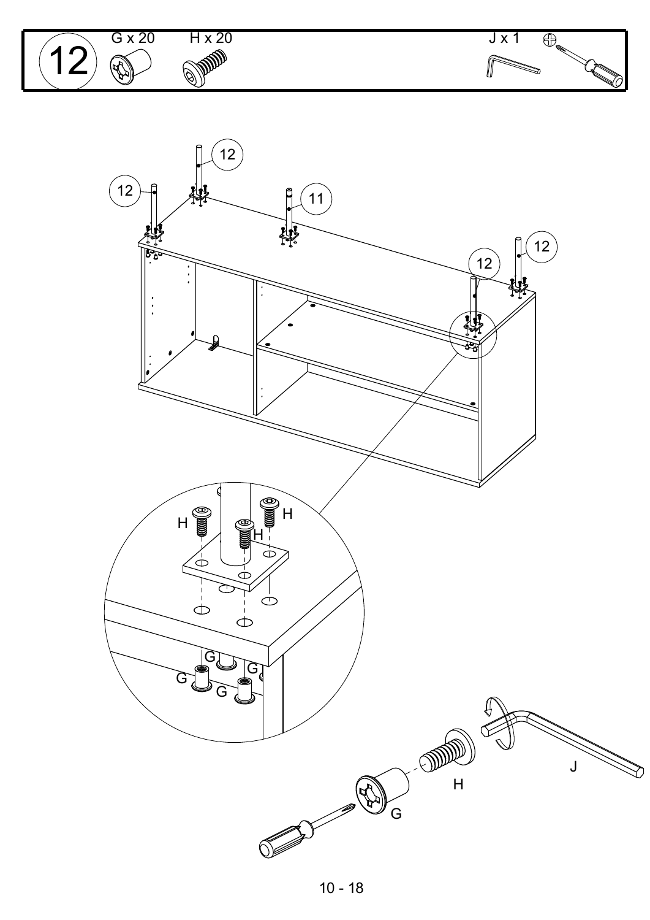12

G x 20

H x 20

J x 1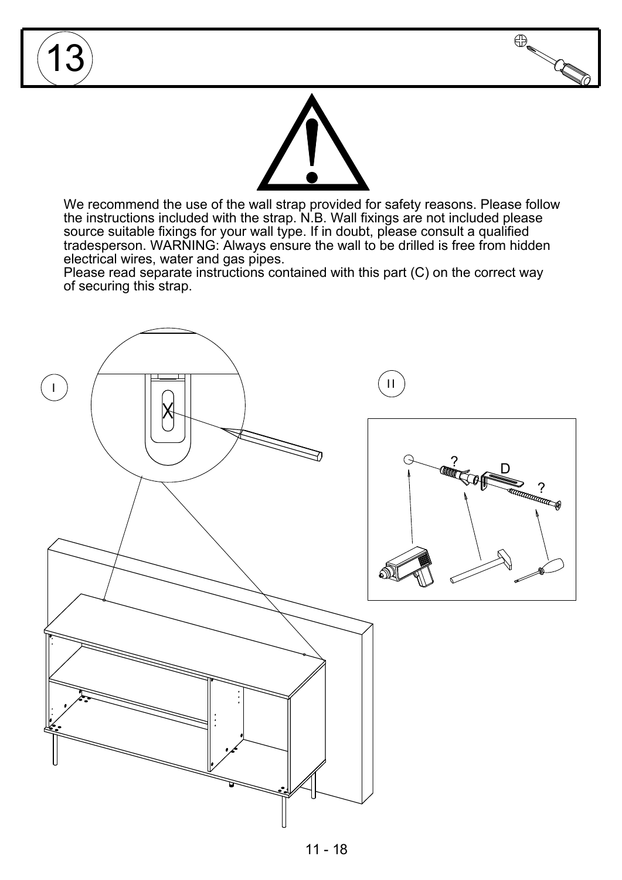# 13

We recommend the use of the wall strap provided for safety reasons. Please follow the instructions included with the strap. N.B. Wall fixings are not included please source suitable fixings for your wall type. If in doubt, please consult a qualified tradesperson. WARNING: Always ensure the wall to be drilled is free from hidden electrical wires, water and gas pipes.
Please read separate instructions contained with this part (C) on the correct way of securing this strap.

I

X

II

? D ?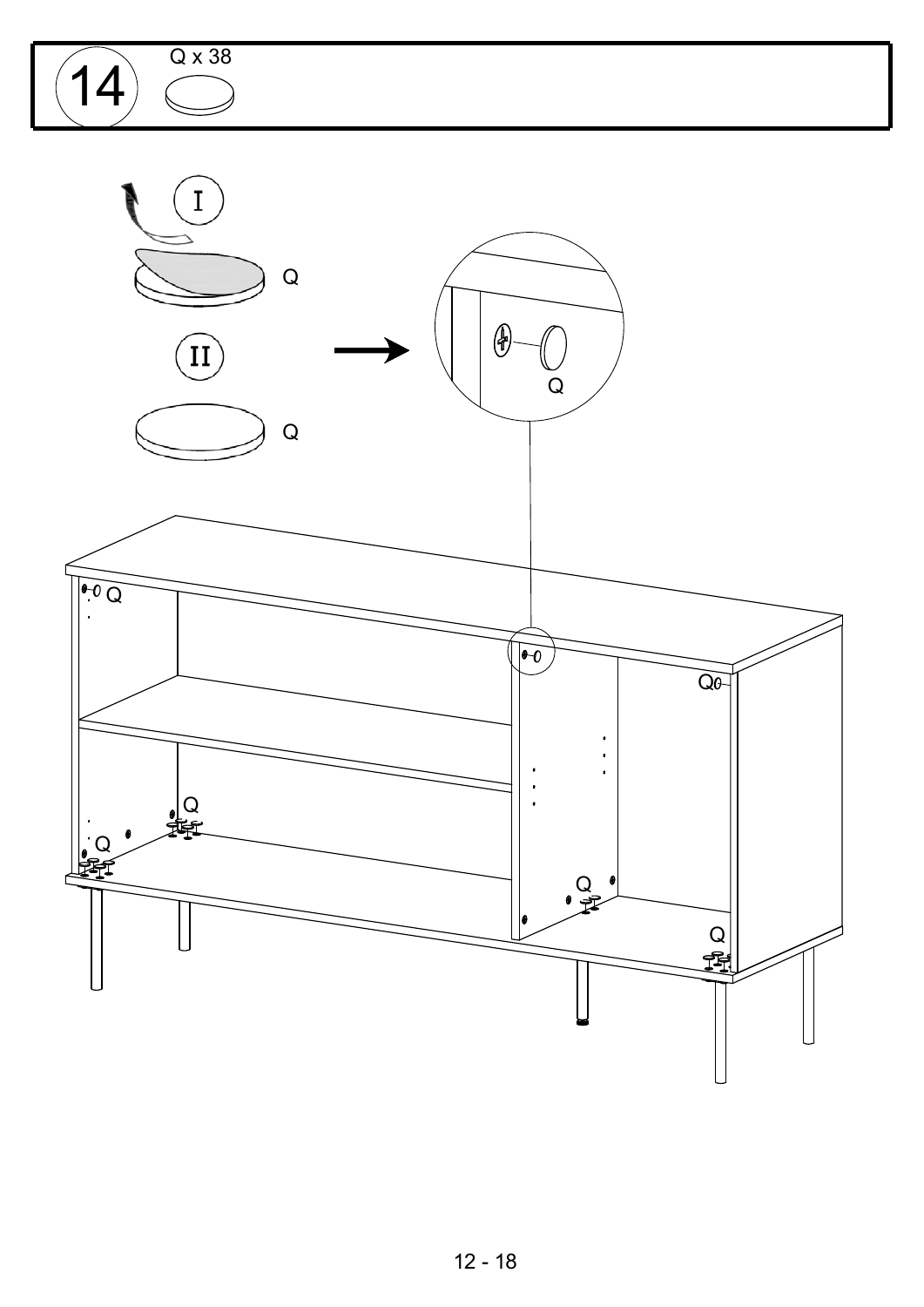14

Q x 38

I

Q

II

Q

Q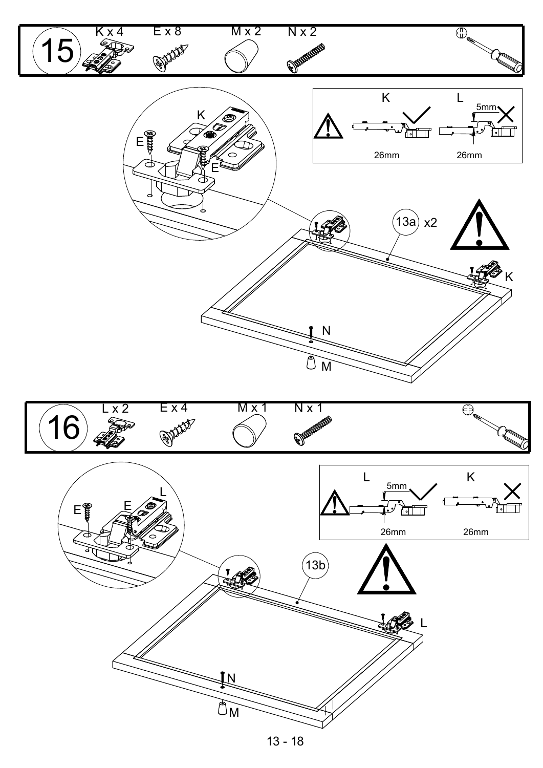## 15

K x 4 E x 8 M x 2 N x 2

K L

5mm

26mm 26mm

K

E

E

13a x2

K

N

M

## 16

L x 2 E x 4 M x 1 N x 1

L K

5mm

26mm 26mm

L

E E

13b

L

N

M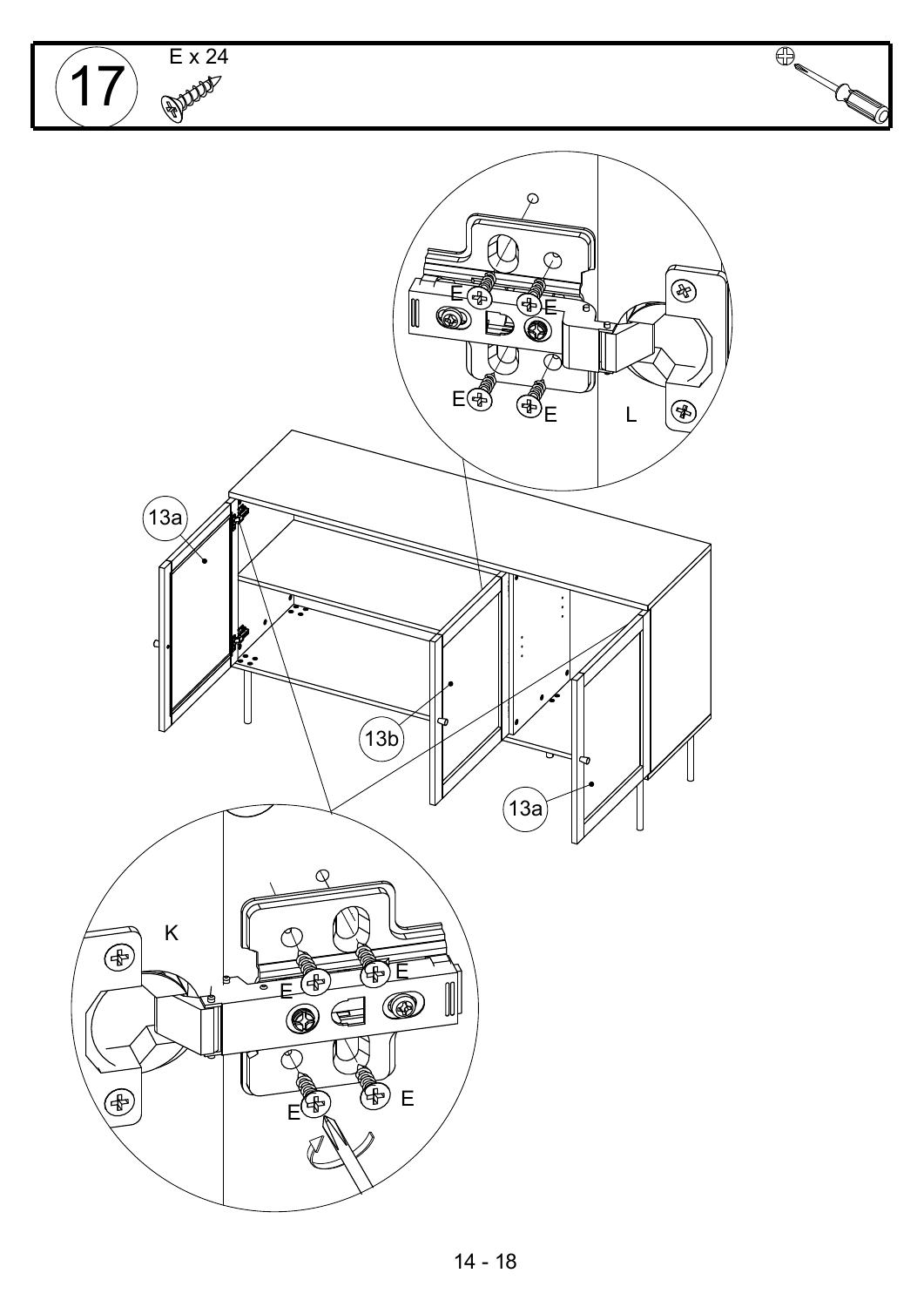17

E x 24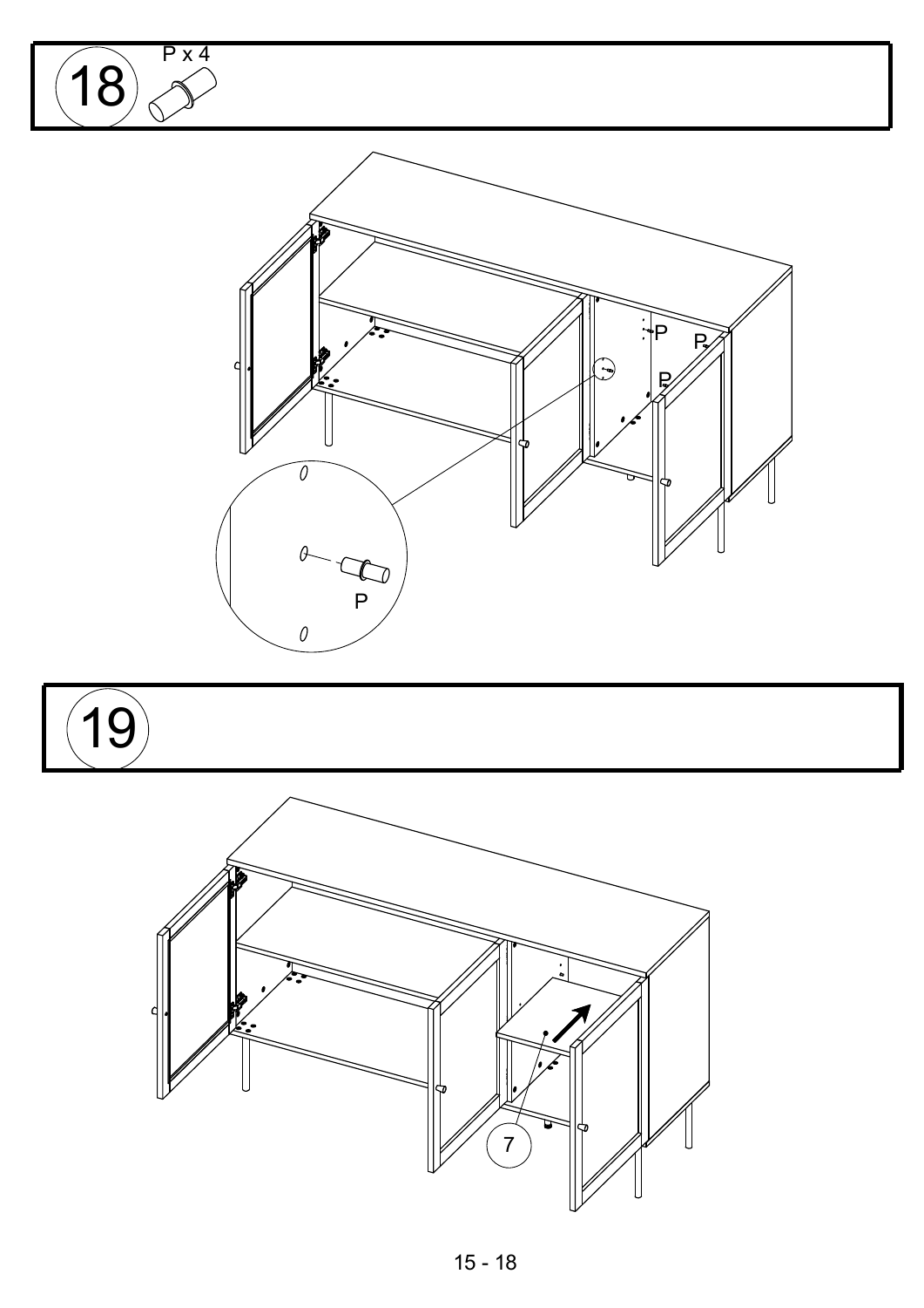## 18

P x 4

P

P

P

P

## 19

7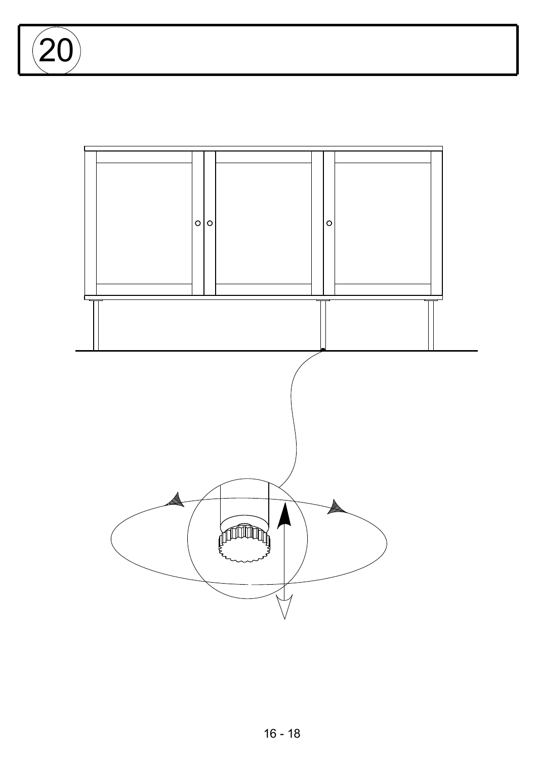# 20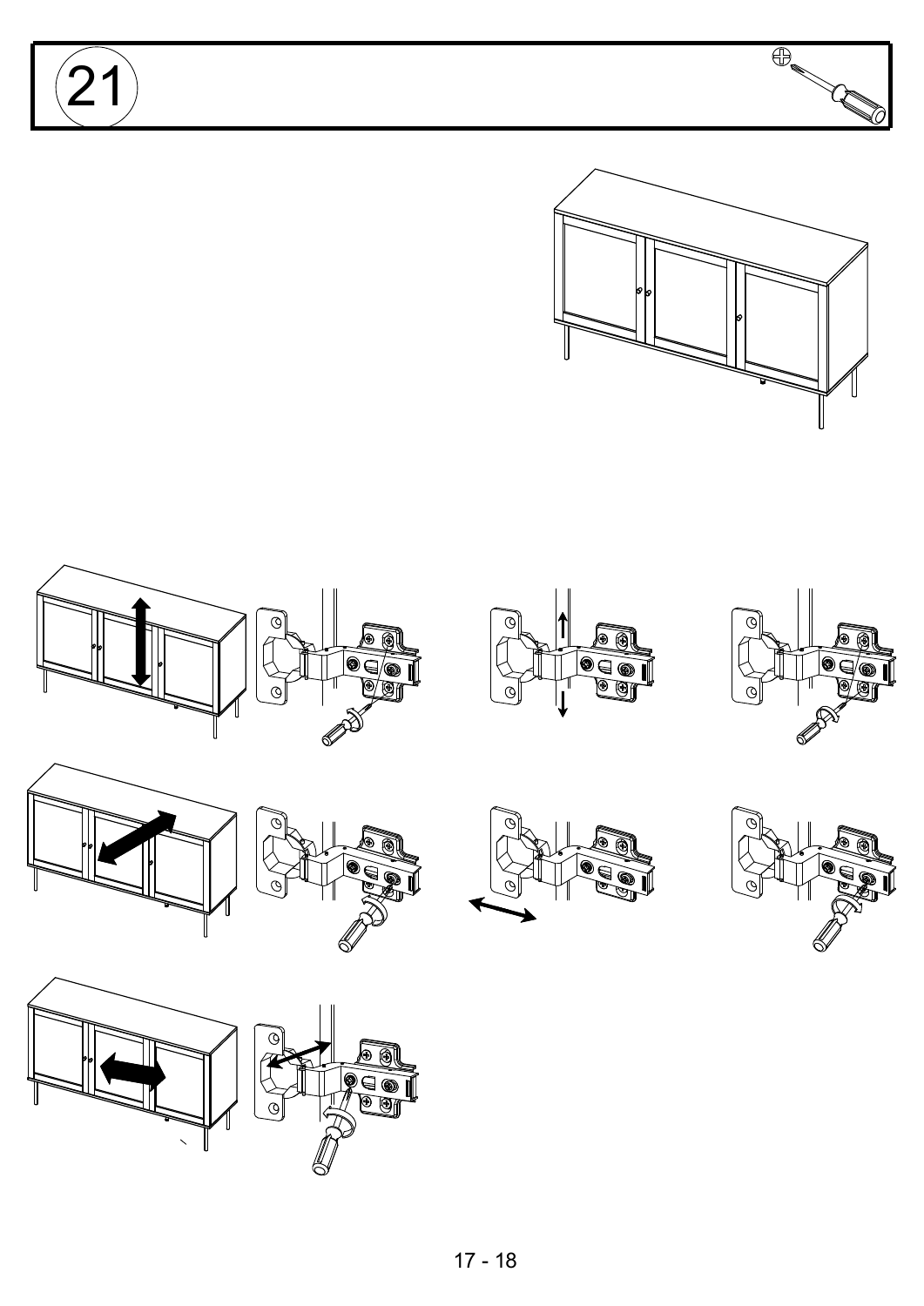21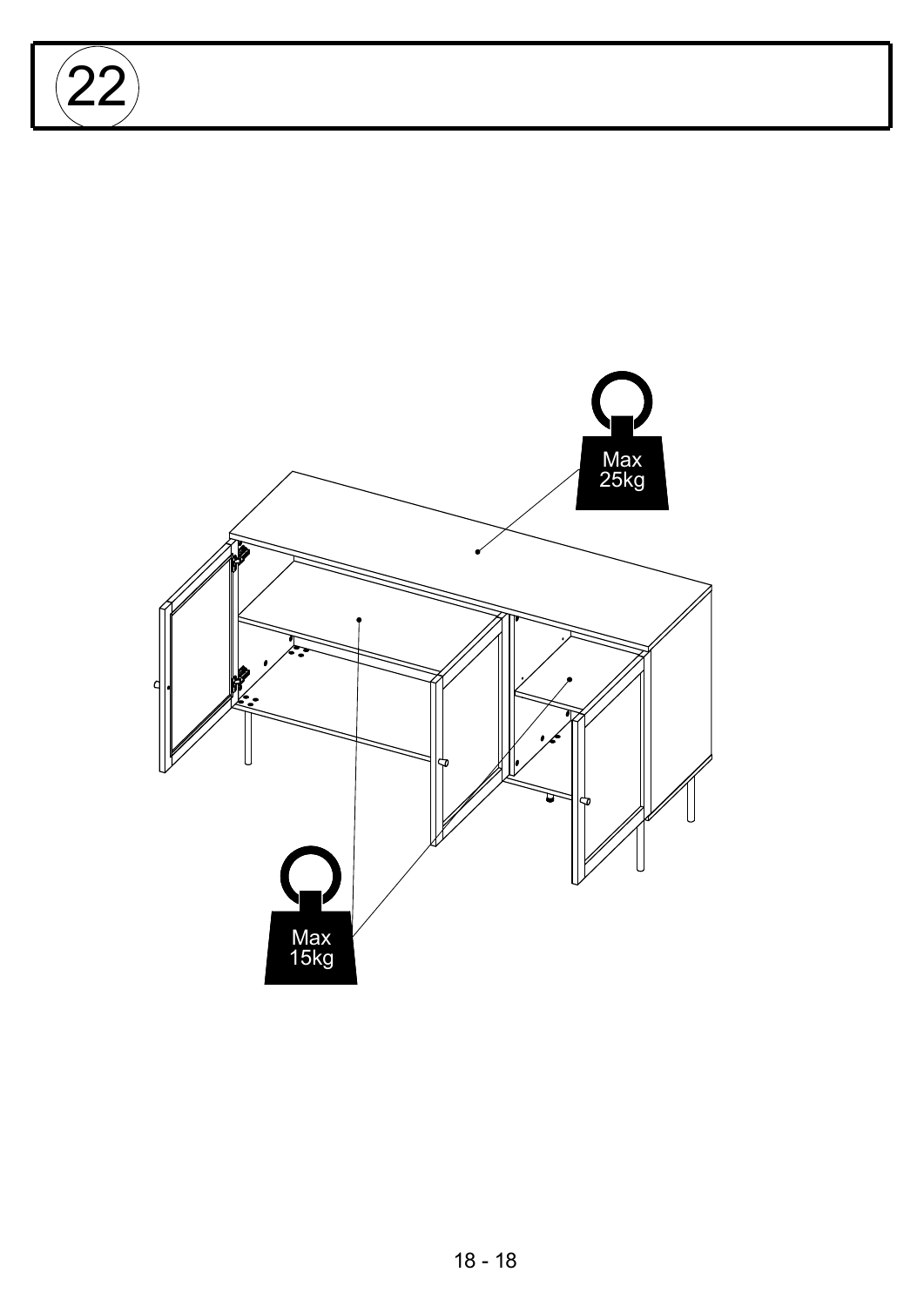22

Max
25kg

Max
15kg